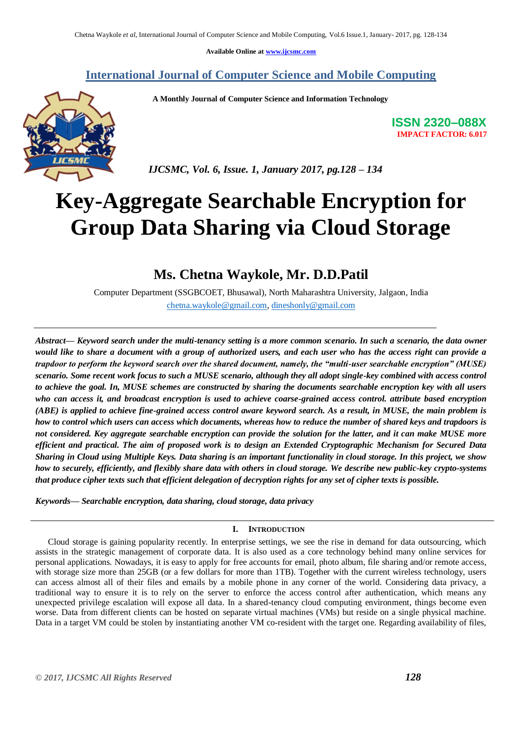Available Online at www.ijcsmc.com

**International Journal of Computer Science and Mobile Computing**

**A Monthly Journal of Computer Science and Information Technology**

**ISSN 2320–088X**
**IMPACT FACTOR: 6.017**

*IJCSMC, Vol. 6, Issue. 1, January 2017, pg.128 – 134*

# Key-Aggregate Searchable Encryption for Group Data Sharing via Cloud Storage

## Ms. Chetna Waykole, Mr. D.D.Patil

Computer Department (SSGBCOET, Bhusawal), North Maharashtra University, Jalgaon, India
chetna.waykole@gmail.com, dineshonly@gmail.com

***Abstract— Keyword search under the multi-tenancy setting is a more common scenario. In such a scenario, the data owner would like to share a document with a group of authorized users, and each user who has the access right can provide a trapdoor to perform the keyword search over the shared document, namely, the "multi-user searchable encryption" (MUSE) scenario. Some recent work focus to such a MUSE scenario, although they all adopt single-key combined with access control to achieve the goal. In, MUSE schemes are constructed by sharing the documents searchable encryption key with all users who can access it, and broadcast encryption is used to achieve coarse-grained access control. attribute based encryption (ABE) is applied to achieve fine-grained access control aware keyword search. As a result, in MUSE, the main problem is how to control which users can access which documents, whereas how to reduce the number of shared keys and trapdoors is not considered. Key aggregate searchable encryption can provide the solution for the latter, and it can make MUSE more efficient and practical. The aim of proposed work is to design an Extended Cryptographic Mechanism for Secured Data Sharing in Cloud using Multiple Keys. Data sharing is an important functionality in cloud storage. In this project, we show how to securely, efficiently, and flexibly share data with others in cloud storage. We describe new public-key crypto-systems that produce cipher texts such that efficient delegation of decryption rights for any set of cipher texts is possible.***

***Keywords— Searchable encryption, data sharing, cloud storage, data privacy***

## I. Introduction

Cloud storage is gaining popularity recently. In enterprise settings, we see the rise in demand for data outsourcing, which assists in the strategic management of corporate data. It is also used as a core technology behind many online services for personal applications. Nowadays, it is easy to apply for free accounts for email, photo album, file sharing and/or remote access, with storage size more than 25GB (or a few dollars for more than 1TB). Together with the current wireless technology, users can access almost all of their files and emails by a mobile phone in any corner of the world. Considering data privacy, a traditional way to ensure it is to rely on the server to enforce the access control after authentication, which means any unexpected privilege escalation will expose all data. In a shared-tenancy cloud computing environment, things become even worse. Data from different clients can be hosted on separate virtual machines (VMs) but reside on a single physical machine. Data in a target VM could be stolen by instantiating another VM co-resident with the target one. Regarding availability of files,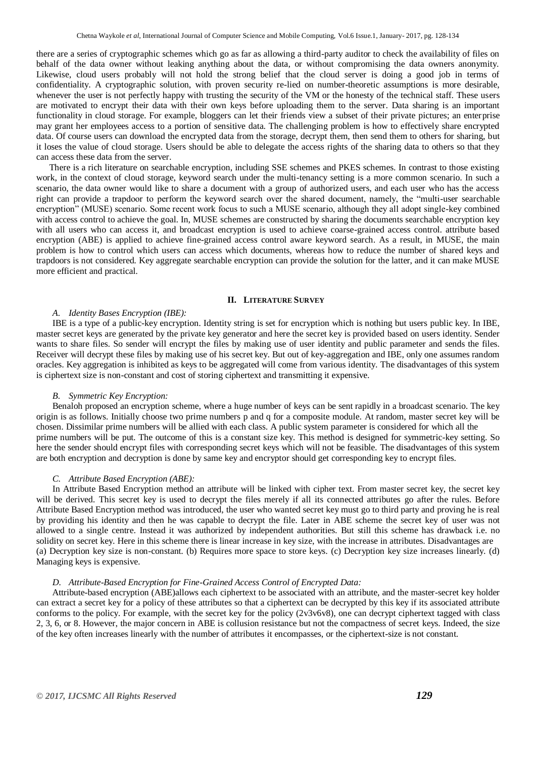there are a series of cryptographic schemes which go as far as allowing a third-party auditor to check the availability of files on behalf of the data owner without leaking anything about the data, or without compromising the data owners anonymity. Likewise, cloud users probably will not hold the strong belief that the cloud server is doing a good job in terms of confidentiality. A cryptographic solution, with proven security re-lied on number-theoretic assumptions is more desirable, whenever the user is not perfectly happy with trusting the security of the VM or the honesty of the technical staff. These users are motivated to encrypt their data with their own keys before uploading them to the server. Data sharing is an important functionality in cloud storage. For example, bloggers can let their friends view a subset of their private pictures; an enterprise may grant her employees access to a portion of sensitive data. The challenging problem is how to effectively share encrypted data. Of course users can download the encrypted data from the storage, decrypt them, then send them to others for sharing, but it loses the value of cloud storage. Users should be able to delegate the access rights of the sharing data to others so that they can access these data from the server.

There is a rich literature on searchable encryption, including SSE schemes and PKES schemes. In contrast to those existing work, in the context of cloud storage, keyword search under the multi-tenancy setting is a more common scenario. In such a scenario, the data owner would like to share a document with a group of authorized users, and each user who has the access right can provide a trapdoor to perform the keyword search over the shared document, namely, the "multi-user searchable encryption" (MUSE) scenario. Some recent work focus to such a MUSE scenario, although they all adopt single-key combined with access control to achieve the goal. In, MUSE schemes are constructed by sharing the documents searchable encryption key with all users who can access it, and broadcast encryption is used to achieve coarse-grained access control. attribute based encryption (ABE) is applied to achieve fine-grained access control aware keyword search. As a result, in MUSE, the main problem is how to control which users can access which documents, whereas how to reduce the number of shared keys and trapdoors is not considered. Key aggregate searchable encryption can provide the solution for the latter, and it can make MUSE more efficient and practical.

## II. Literature Survey

### A. Identity Bases Encryption (IBE):

IBE is a type of a public-key encryption. Identity string is set for encryption which is nothing but users public key. In IBE, master secret keys are generated by the private key generator and here the secret key is provided based on users identity. Sender wants to share files. So sender will encrypt the files by making use of user identity and public parameter and sends the files. Receiver will decrypt these files by making use of his secret key. But out of key-aggregation and IBE, only one assumes random oracles. Key aggregation is inhibited as keys to be aggregated will come from various identity. The disadvantages of this system is ciphertext size is non-constant and cost of storing ciphertext and transmitting it expensive.

### B. Symmetric Key Encryption:

Benaloh proposed an encryption scheme, where a huge number of keys can be sent rapidly in a broadcast scenario. The key origin is as follows. Initially choose two prime numbers p and q for a composite module. At random, master secret key will be chosen. Dissimilar prime numbers will be allied with each class. A public system parameter is considered for which all the prime numbers will be put. The outcome of this is a constant size key. This method is designed for symmetric-key setting. So here the sender should encrypt files with corresponding secret keys which will not be feasible. The disadvantages of this system are both encryption and decryption is done by same key and encryptor should get corresponding key to encrypt files.

### C. Attribute Based Encryption (ABE):

In Attribute Based Encryption method an attribute will be linked with cipher text. From master secret key, the secret key will be derived. This secret key is used to decrypt the files merely if all its connected attributes go after the rules. Before Attribute Based Encryption method was introduced, the user who wanted secret key must go to third party and proving he is real by providing his identity and then he was capable to decrypt the file. Later in ABE scheme the secret key of user was not allowed to a single centre. Instead it was authorized by independent authorities. But still this scheme has drawback i.e. no solidity on secret key. Here in this scheme there is linear increase in key size, with the increase in attributes. Disadvantages are (a) Decryption key size is non-constant. (b) Requires more space to store keys. (c) Decryption key size increases linearly. (d) Managing keys is expensive.

### D. Attribute-Based Encryption for Fine-Grained Access Control of Encrypted Data:

Attribute-based encryption (ABE)allows each ciphertext to be associated with an attribute, and the master-secret key holder can extract a secret key for a policy of these attributes so that a ciphertext can be decrypted by this key if its associated attribute conforms to the policy. For example, with the secret key for the policy ($2 \vee 3 \vee 6 \vee 8$), one can decrypt ciphertext tagged with class 2, 3, 6, or 8. However, the major concern in ABE is collusion resistance but not the compactness of secret keys. Indeed, the size of the key often increases linearly with the number of attributes it encompasses, or the ciphertext-size is not constant.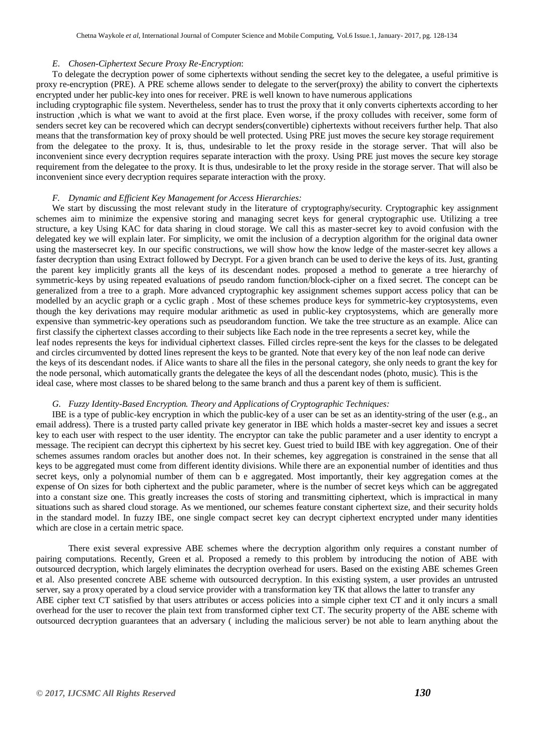### *E. Chosen-Ciphertext Secure Proxy Re-Encryption*:

To delegate the decryption power of some ciphertexts without sending the secret key to the delegatee, a useful primitive is proxy re-encryption (PRE). A PRE scheme allows sender to delegate to the server(proxy) the ability to convert the ciphertexts encrypted under her public-key into ones for receiver. PRE is well known to have numerous applications including cryptographic file system. Nevertheless, sender has to trust the proxy that it only converts ciphertexts according to her instruction ,which is what we want to avoid at the first place. Even worse, if the proxy colludes with receiver, some form of senders secret key can be recovered which can decrypt senders(convertible) ciphertexts without receivers further help. That also means that the transformation key of proxy should be well protected. Using PRE just moves the secure key storage requirement from the delegatee to the proxy. It is, thus, undesirable to let the proxy reside in the storage server. That will also be inconvenient since every decryption requires separate interaction with the proxy. Using PRE just moves the secure key storage requirement from the delegatee to the proxy. It is thus, undesirable to let the proxy reside in the storage server. That will also be inconvenient since every decryption requires separate interaction with the proxy.

### *F. Dynamic and Efficient Key Management for Access Hierarchies:*

We start by discussing the most relevant study in the literature of cryptography/security. Cryptographic key assignment schemes aim to minimize the expensive storing and managing secret keys for general cryptographic use. Utilizing a tree structure, a key Using KAC for data sharing in cloud storage. We call this as master-secret key to avoid confusion with the delegated key we will explain later. For simplicity, we omit the inclusion of a decryption algorithm for the original data owner using the mastersecret key. In our specific constructions, we will show how the know ledge of the master-secret key allows a faster decryption than using Extract followed by Decrypt. For a given branch can be used to derive the keys of its. Just, granting the parent key implicitly grants all the keys of its descendant nodes. proposed a method to generate a tree hierarchy of symmetric-keys by using repeated evaluations of pseudo random function/block-cipher on a fixed secret. The concept can be generalized from a tree to a graph. More advanced cryptographic key assignment schemes support access policy that can be modelled by an acyclic graph or a cyclic graph . Most of these schemes produce keys for symmetric-key cryptosystems, even though the key derivations may require modular arithmetic as used in public-key cryptosystems, which are generally more expensive than symmetric-key operations such as pseudorandom function. We take the tree structure as an example. Alice can first classify the ciphertext classes according to their subjects like Each node in the tree represents a secret key, while the leaf nodes represents the keys for individual ciphertext classes. Filled circles repre-sent the keys for the classes to be delegated and circles circumvented by dotted lines represent the keys to be granted. Note that every key of the non leaf node can derive the keys of its descendant nodes. if Alice wants to share all the files in the personal category, she only needs to grant the key for the node personal, which automatically grants the delegatee the keys of all the descendant nodes (photo, music). This is the ideal case, where most classes to be shared belong to the same branch and thus a parent key of them is sufficient.

### *G. Fuzzy Identity-Based Encryption. Theory and Applications of Cryptographic Techniques:*

IBE is a type of public-key encryption in which the public-key of a user can be set as an identity-string of the user (e.g., an email address). There is a trusted party called private key generator in IBE which holds a master-secret key and issues a secret key to each user with respect to the user identity. The encryptor can take the public parameter and a user identity to encrypt a message. The recipient can decrypt this ciphertext by his secret key. Guest tried to build IBE with key aggregation. One of their schemes assumes random oracles but another does not. In their schemes, key aggregation is constrained in the sense that all keys to be aggregated must come from different identity divisions. While there are an exponential number of identities and thus secret keys, only a polynomial number of them can b e aggregated. Most importantly, their key aggregation comes at the expense of On sizes for both ciphertext and the public parameter, where is the number of secret keys which can be aggregated into a constant size one. This greatly increases the costs of storing and transmitting ciphertext, which is impractical in many situations such as shared cloud storage. As we mentioned, our schemes feature constant ciphertext size, and their security holds in the standard model. In fuzzy IBE, one single compact secret key can decrypt ciphertext encrypted under many identities which are close in a certain metric space.

There exist several expressive ABE schemes where the decryption algorithm only requires a constant number of pairing computations. Recently, Green et al. Proposed a remedy to this problem by introducing the notion of ABE with outsourced decryption, which largely eliminates the decryption overhead for users. Based on the existing ABE schemes Green et al. Also presented concrete ABE scheme with outsourced decryption. In this existing system, a user provides an untrusted server, say a proxy operated by a cloud service provider with a transformation key TK that allows the latter to transfer any ABE cipher text CT satisfied by that users attributes or access policies into a simple cipher text CT and it only incurs a small overhead for the user to recover the plain text from transformed cipher text CT. The security property of the ABE scheme with outsourced decryption guarantees that an adversary ( including the malicious server) be not able to learn anything about the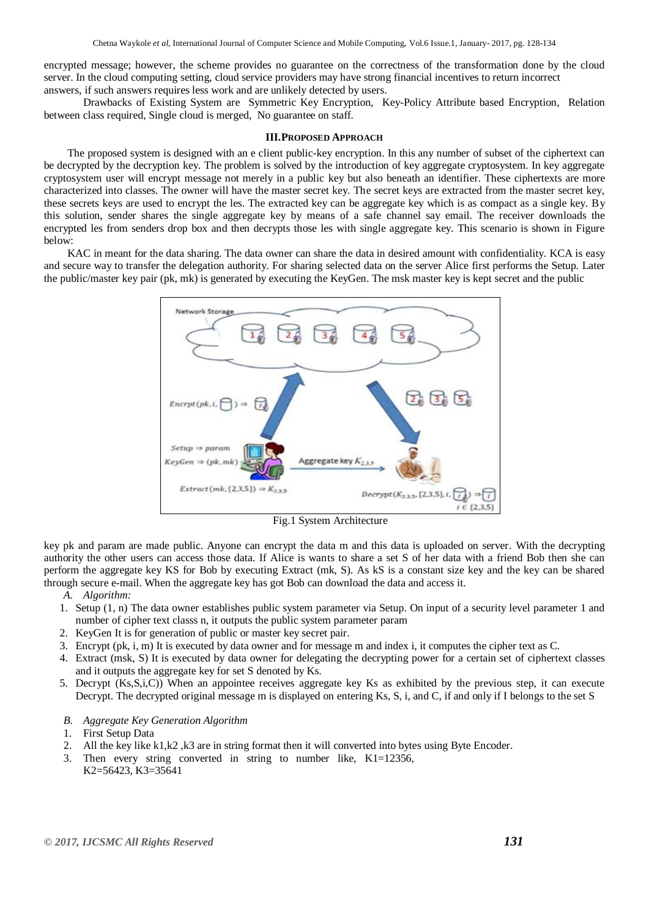encrypted message; however, the scheme provides no guarantee on the correctness of the transformation done by the cloud server. In the cloud computing setting, cloud service providers may have strong financial incentives to return incorrect answers, if such answers requires less work and are unlikely detected by users.

Drawbacks of Existing System are Symmetric Key Encryption, Key-Policy Attribute based Encryption, Relation between class required, Single cloud is merged, No guarantee on staff.

## III. PROPOSED APPROACH

The proposed system is designed with an e client public-key encryption. In this any number of subset of the ciphertext can be decrypted by the decryption key. The problem is solved by the introduction of key aggregate cryptosystem. In key aggregate cryptosystem user will encrypt message not merely in a public key but also beneath an identifier. These ciphertexts are more characterized into classes. The owner will have the master secret key. The secret keys are extracted from the master secret key, these secrets keys are used to encrypt the les. The extracted key can be aggregate key which is as compact as a single key. By this solution, sender shares the single aggregate key by means of a safe channel say email. The receiver downloads the encrypted les from senders drop box and then decrypts those les with single aggregate key. This scenario is shown in Figure below:

KAC in meant for the data sharing. The data owner can share the data in desired amount with confidentiality. KCA is easy and secure way to transfer the delegation authority. For sharing selected data on the server Alice first performs the Setup. Later the public/master key pair (pk, mk) is generated by executing the KeyGen. The msk master key is kept secret and the public

Fig.1 System Architecture

key pk and param are made public. Anyone can encrypt the data m and this data is uploaded on server. With the decrypting authority the other users can access those data. If Alice is wants to share a set S of her data with a friend Bob then she can perform the aggregate key KS for Bob by executing Extract (mk, S). As kS is a constant size key and the key can be shared through secure e-mail. When the aggregate key has got Bob can download the data and access it.

### A. Algorithm:

1. Setup (1, n) The data owner establishes public system parameter via Setup. On input of a security level parameter 1 and number of cipher text classs n, it outputs the public system parameter param
2. KeyGen It is for generation of public or master key secret pair.
3. Encrypt (pk, i, m) It is executed by data owner and for message m and index i, it computes the cipher text as C.
4. Extract (msk, S) It is executed by data owner for delegating the decrypting power for a certain set of ciphertext classes and it outputs the aggregate key for set S denoted by Ks.
5. Decrypt (Ks,S,i,C)) When an appointee receives aggregate key Ks as exhibited by the previous step, it can execute Decrypt. The decrypted original message m is displayed on entering Ks, S, i, and C, if and only if I belongs to the set S

### B. Aggregate Key Generation Algorithm

1. First Setup Data
2. All the key like k1,k2 ,k3 are in string format then it will converted into bytes using Byte Encoder.
3. Then every string converted in string to number like, K1=12356, K2=56423, K3=35641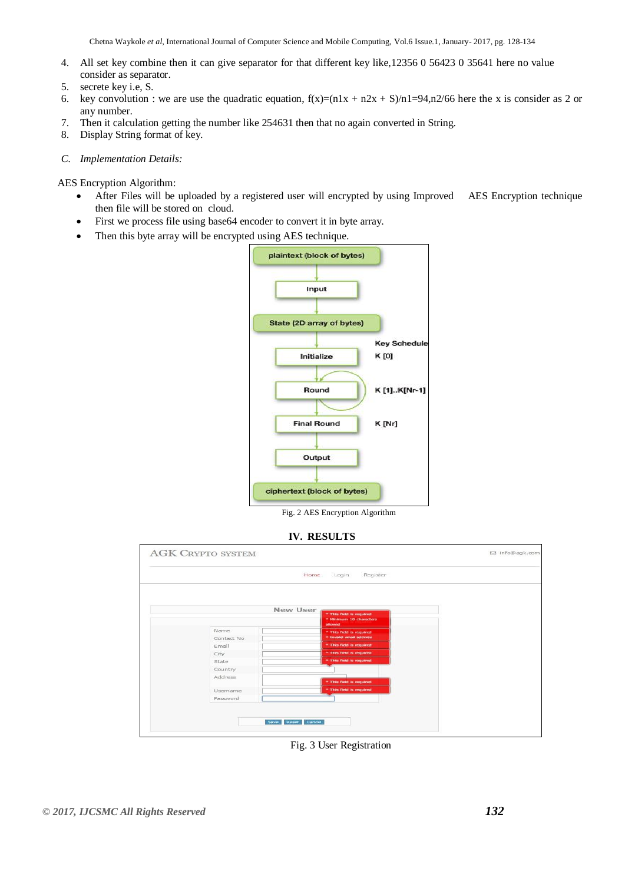4. All set key combine then it can give separator for that different key like,12356 0 56423 0 35641 here no value consider as separator.
5. secrete key i.e, S.
6. key convolution : we are use the quadratic equation, $f(x)=(n1x + n2x + S)/n1=94,n2/66$ here the x is consider as 2 or any number.
7. Then it calculation getting the number like 254631 then that no again converted in String.
8. Display String format of key.

*C. Implementation Details:*

AES Encryption Algorithm:

- After Files will be uploaded by a registered user will encrypted by using Improved AES Encryption technique then file will be stored on cloud.
- First we process file using base64 encoder to convert it in byte array.
- Then this byte array will be encrypted using AES technique.

Fig. 2 AES Encryption Algorithm

## IV. RESULTS

Fig. 3 User Registration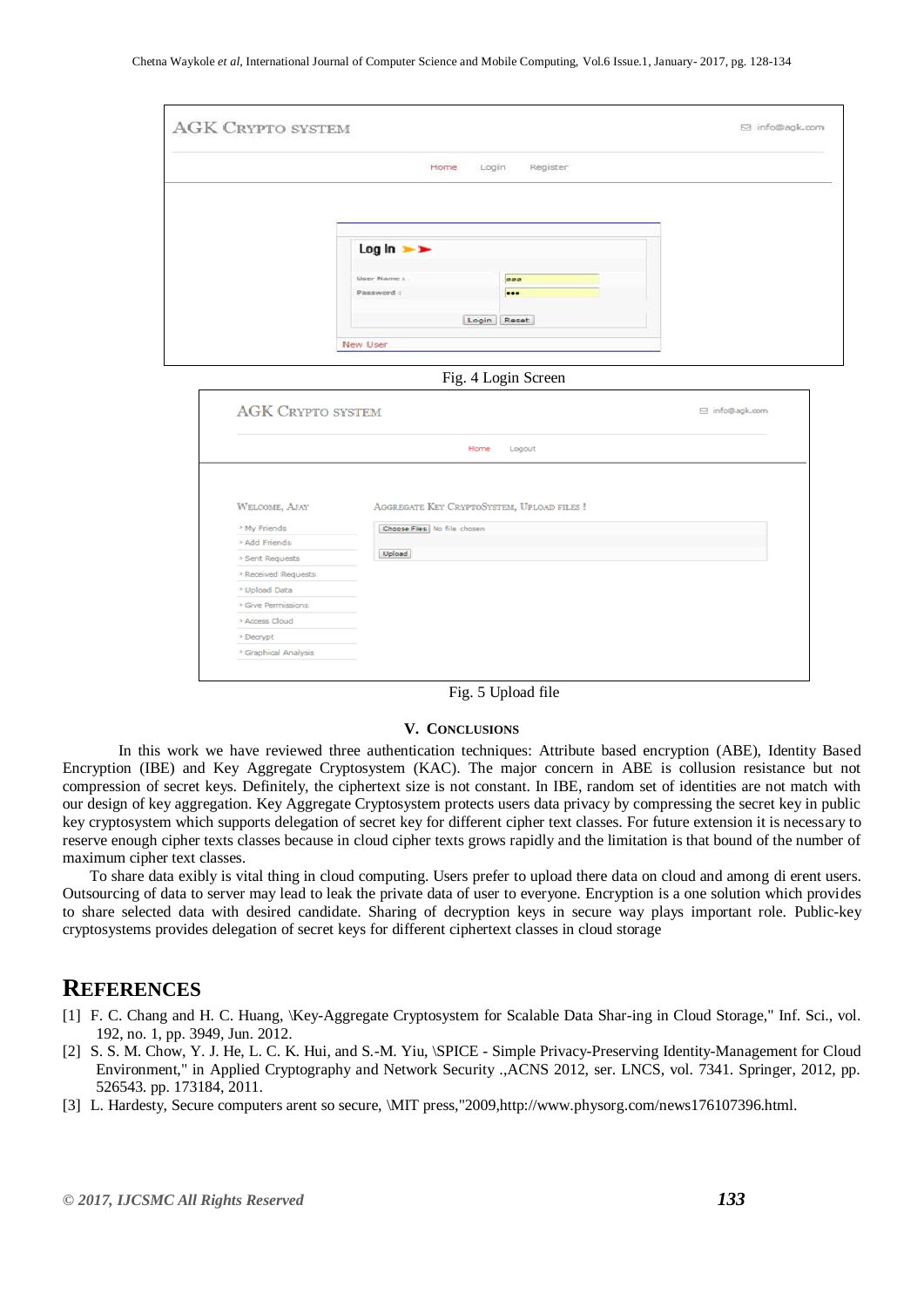Fig. 4 Login Screen

Fig. 5 Upload file

## V. CONCLUSIONS

In this work we have reviewed three authentication techniques: Attribute based encryption (ABE), Identity Based Encryption (IBE) and Key Aggregate Cryptosystem (KAC). The major concern in ABE is collusion resistance but not compression of secret keys. Definitely, the ciphertext size is not constant. In IBE, random set of identities are not match with our design of key aggregation. Key Aggregate Cryptosystem protects users data privacy by compressing the secret key in public key cryptosystem which supports delegation of secret key for different cipher text classes. For future extension it is necessary to reserve enough cipher texts classes because in cloud cipher texts grows rapidly and the limitation is that bound of the number of maximum cipher text classes.

To share data exibly is vital thing in cloud computing. Users prefer to upload there data on cloud and among di erent users. Outsourcing of data to server may lead to leak the private data of user to everyone. Encryption is a one solution which provides to share selected data with desired candidate. Sharing of decryption keys in secure way plays important role. Public-key cryptosystems provides delegation of secret keys for different ciphertext classes in cloud storage

# REFERENCES

[1] F. C. Chang and H. C. Huang, \Key-Aggregate Cryptosystem for Scalable Data Shar-ing in Cloud Storage," Inf. Sci., vol. 192, no. 1, pp. 3949, Jun. 2012.

[2] S. S. M. Chow, Y. J. He, L. C. K. Hui, and S.-M. Yiu, \SPICE - Simple Privacy-Preserving Identity-Management for Cloud Environment," in Applied Cryptography and Network Security .,ACNS 2012, ser. LNCS, vol. 7341. Springer, 2012, pp. 526543. pp. 173184, 2011.

[3] L. Hardesty, Secure computers arent so secure, \MIT press,"2009,http://www.physorg.com/news176107396.html.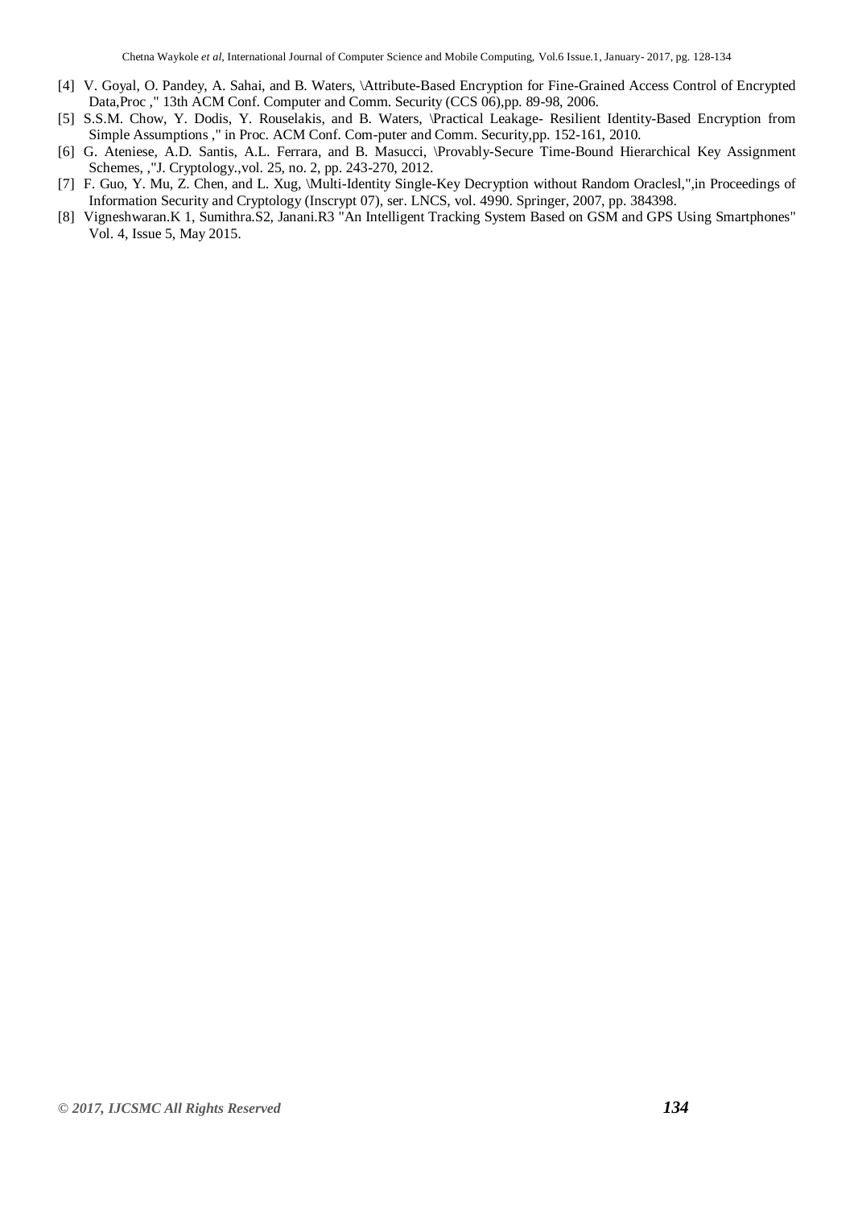[4] V. Goyal, O. Pandey, A. Sahai, and B. Waters, \Attribute-Based Encryption for Fine-Grained Access Control of Encrypted Data,Proc ," 13th ACM Conf. Computer and Comm. Security (CCS 06),pp. 89-98, 2006.

[5] S.S.M. Chow, Y. Dodis, Y. Rouselakis, and B. Waters, \Practical Leakage- Resilient Identity-Based Encryption from Simple Assumptions ," in Proc. ACM Conf. Com-puter and Comm. Security,pp. 152-161, 2010.

[6] G. Ateniese, A.D. Santis, A.L. Ferrara, and B. Masucci, \Provably-Secure Time-Bound Hierarchical Key Assignment Schemes, ,"J. Cryptology.,vol. 25, no. 2, pp. 243-270, 2012.

[7] F. Guo, Y. Mu, Z. Chen, and L. Xug, \Multi-Identity Single-Key Decryption without Random Oraclesl,",in Proceedings of Information Security and Cryptology (Inscrypt 07), ser. LNCS, vol. 4990. Springer, 2007, pp. 384398.

[8] Vigneshwaran.K 1, Sumithra.S2, Janani.R3 "An Intelligent Tracking System Based on GSM and GPS Using Smartphones" Vol. 4, Issue 5, May 2015.